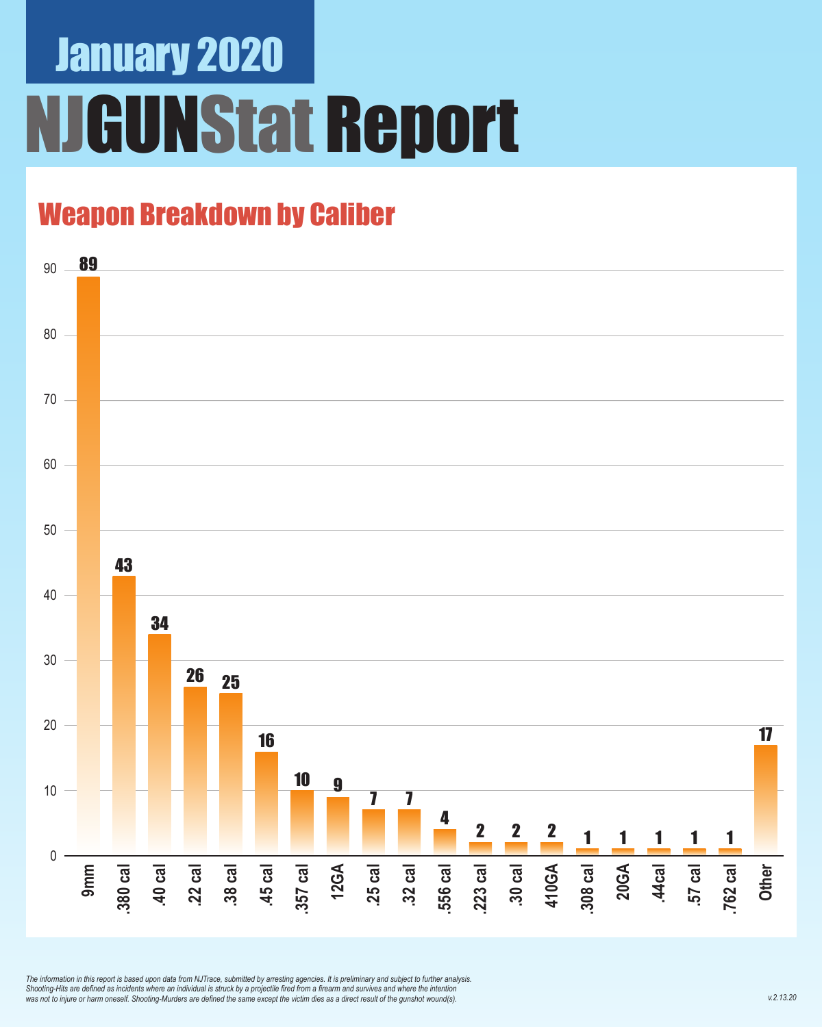# January 2020

# NJGUNStat Report

## Weapon Breakdown by Caliber

| Caliber | Count |
|---|---|
| 9mm | 89 |
| .380 cal | 43 |
| .40 cal | 34 |
| .22 cal | 26 |
| .38 cal | 25 |
| .45 cal | 16 |
| .357 cal | 10 |
| 12GA | 9 |
| .25 cal | 7 |
| .32 cal | 7 |
| .556 cal | 4 |
| .223 cal | 2 |
| .30 cal | 2 |
| 410GA | 2 |
| .308 cal | 1 |
| 20GA | 1 |
| .44cal | 1 |
| .57 cal | 1 |
| .762 cal | 1 |
| Other | 17 |

*The information in this report is based upon data from NJTrace, submitted by arresting agencies. It is preliminary and subject to further analysis. Shooting-Hits are defined as incidents where an individual is struck by a projectile fired from a firearm and survives and where the intention was not to injure or harm oneself. Shooting-Murders are defined the same except the victim dies as a direct result of the gunshot wound(s).*

*v.2.13.20*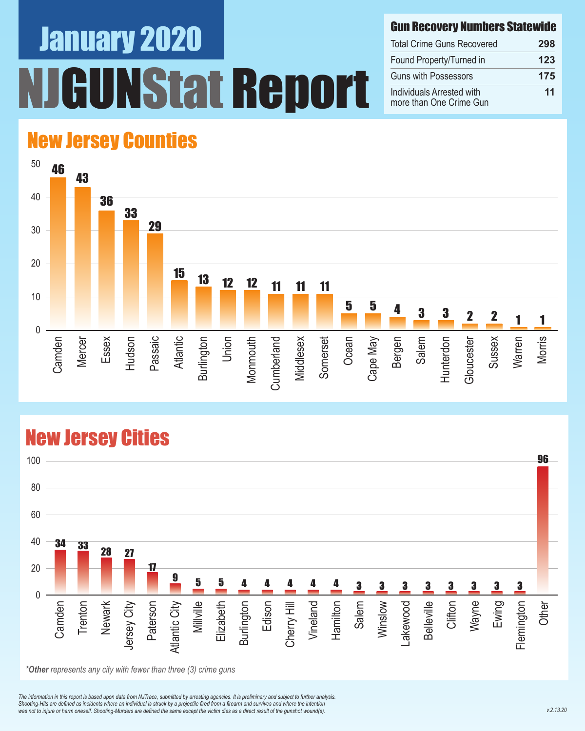# January 2020

# NJGUNStat Report

## Gun Recovery Numbers Statewide

| Gun Recovery Numbers Statewide | |
|---|---|
| Total Crime Guns Recovered | 298 |
| Found Property/Turned in | 123 |
| Guns with Possessors | 175 |
| Individuals Arrested with more than One Crime Gun | 11 |

## New Jersey Counties

| County | Crime Guns |
|---|---|
| Camden | 46 |
| Mercer | 43 |
| Essex | 36 |
| Hudson | 33 |
| Passaic | 29 |
| Atlantic | 15 |
| Burlington | 13 |
| Union | 12 |
| Monmouth | 12 |
| Cumberland | 11 |
| Middlesex | 11 |
| Somerset | 11 |
| Ocean | 5 |
| Cape May | 5 |
| Bergen | 4 |
| Salem | 3 |
| Hunterdon | 3 |
| Gloucester | 2 |
| Sussex | 2 |
| Warren | 1 |
| Morris | 1 |

## New Jersey Cities

| City | Crime Guns |
|---|---|
| Camden | 34 |
| Trenton | 33 |
| Newark | 28 |
| Jersey City | 27 |
| Paterson | 17 |
| Atlantic City | 9 |
| Millville | 5 |
| Elizabeth | 5 |
| Burlington | 4 |
| Edison | 4 |
| Cherry Hill | 4 |
| Vineland | 4 |
| Hamilton | 4 |
| Salem | 3 |
| Winslow | 3 |
| Lakewood | 3 |
| Belleville | 3 |
| Clifton | 3 |
| Wayne | 3 |
| Ewing | 3 |
| Flemington | 3 |
| Other | 96 |

*\*Other represents any city with fewer than three (3) crime guns*

*The information in this report is based upon data from NJTrace, submitted by arresting agencies. It is preliminary and subject to further analysis. Shooting-Hits are defined as incidents where an individual is struck by a projectile fired from a firearm and survives and where the intention was not to injure or harm oneself. Shooting-Murders are defined the same except the victim dies as a direct result of the gunshot wound(s).*

v.2.13.20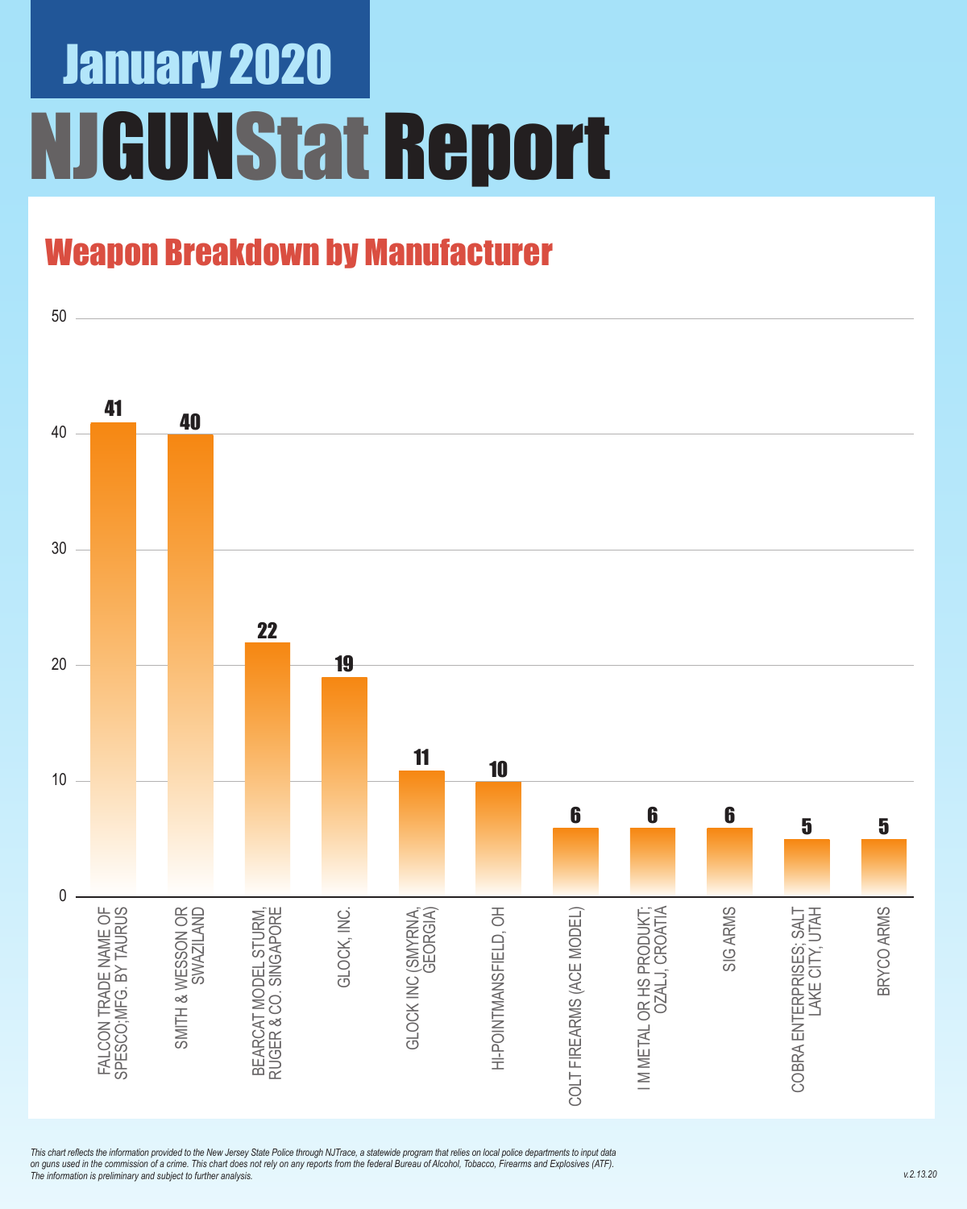# January 2020

# NJGUNStat Report

## Weapon Breakdown by Manufacturer

| Manufacturer | Count |
|---|---|
| FALCON TRADE NAME OF SPESCO;MFG. BY TAURUS | 41 |
| SMITH & WESSON OR SWAZILAND | 40 |
| BEARCAT MODEL STURM, RUGER & CO. SINGAPORE | 22 |
| GLOCK, INC. | 19 |
| GLOCK INC (SMYRNA, GEORGIA) | 11 |
| HI-POINTMANSFIELD, OH | 10 |
| COLT FIREARMS (ACE MODEL) | 6 |
| I M METAL OR HS PRODUKT; OZALJ, CROATIA | 6 |
| SIG ARMS | 6 |
| COBRA ENTERPRISES; SALT LAKE CITY, UTAH | 5 |
| BRYCO ARMS | 5 |

*This chart reflects the information provided to the New Jersey State Police through NJTrace, a statewide program that relies on local police departments to input data on guns used in the commission of a crime. This chart does not rely on any reports from the federal Bureau of Alcohol, Tobacco, Firearms and Explosives (ATF). The information is preliminary and subject to further analysis.*

*v.2.13.20*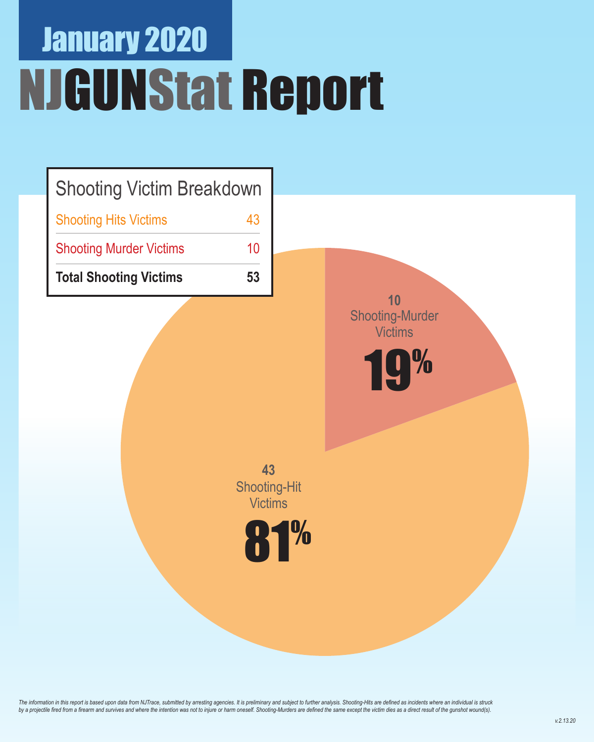# January 2020

# NJGUNStat Report

## Shooting Victim Breakdown

| | |
|---|---|
| Shooting Hits Victims | 43 |
| Shooting Murder Victims | 10 |
| **Total Shooting Victims** | **53** |

10
Shooting-Murder Victims
19%

43
Shooting-Hit Victims
81%

*The information in this report is based upon data from NJTrace, submitted by arresting agencies. It is preliminary and subject to further analysis. Shooting-Hits are defined as incidents where an individual is struck by a projectile fired from a firearm and survives and where the intention was not to injure or harm oneself. Shooting-Murders are defined the same except the victim dies as a direct result of the gunshot wound(s).*

*v.2.13.20*